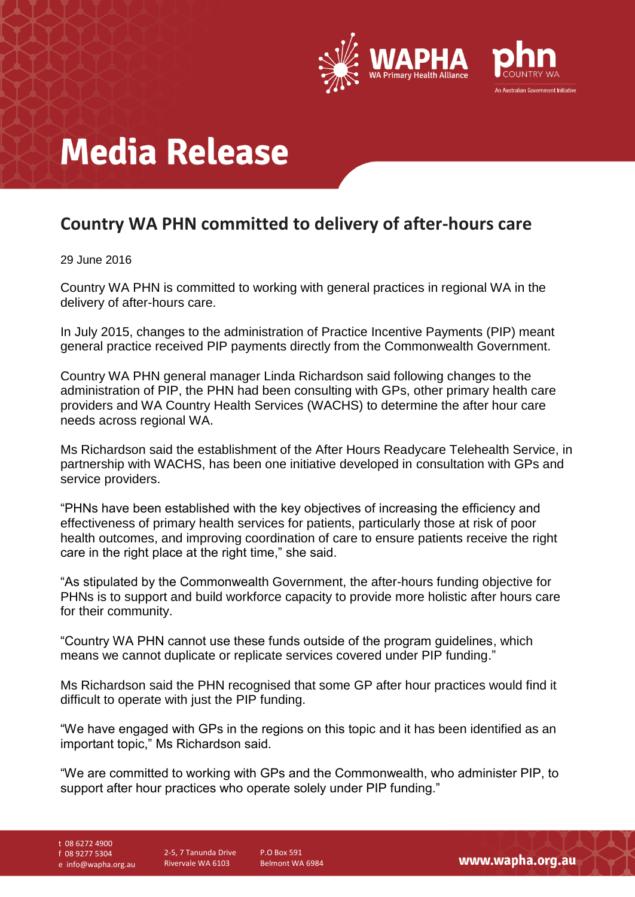# Media Release

## Country WA PHN committed to delivery of after-hours care

29 June 2016

Country WA PHN is committed to working with general practices in regional WA in the delivery of after-hours care.

In July 2015, changes to the administration of Practice Incentive Payments (PIP) meant general practice received PIP payments directly from the Commonwealth Government.

Country WA PHN general manager Linda Richardson said following changes to the administration of PIP, the PHN had been consulting with GPs, other primary health care providers and WA Country Health Services (WACHS) to determine the after hour care needs across regional WA.

Ms Richardson said the establishment of the After Hours Readycare Telehealth Service, in partnership with WACHS, has been one initiative developed in consultation with GPs and service providers.

"PHNs have been established with the key objectives of increasing the efficiency and effectiveness of primary health services for patients, particularly those at risk of poor health outcomes, and improving coordination of care to ensure patients receive the right care in the right place at the right time," she said.

"As stipulated by the Commonwealth Government, the after-hours funding objective for PHNs is to support and build workforce capacity to provide more holistic after hours care for their community.

"Country WA PHN cannot use these funds outside of the program guidelines, which means we cannot duplicate or replicate services covered under PIP funding."

Ms Richardson said the PHN recognised that some GP after hour practices would find it difficult to operate with just the PIP funding.

"We have engaged with GPs in the regions on this topic and it has been identified as an important topic," Ms Richardson said.

"We are committed to working with GPs and the Commonwealth, who administer PIP, to support after hour practices who operate solely under PIP funding."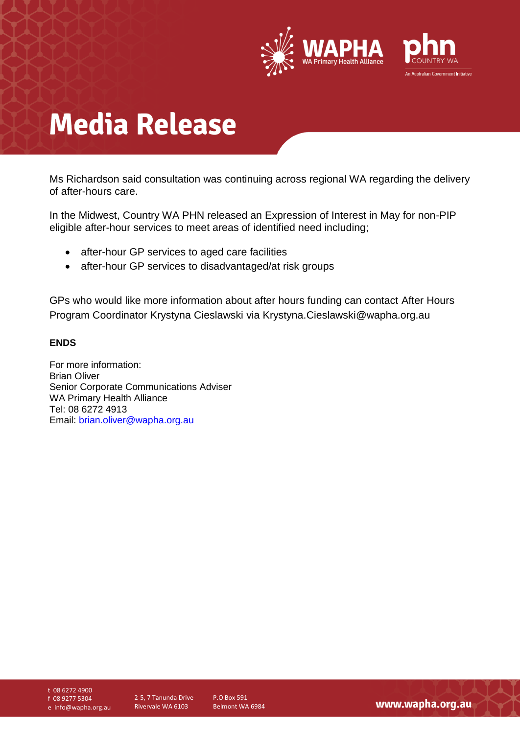# Media Release

Ms Richardson said consultation was continuing across regional WA regarding the delivery of after-hours care.

In the Midwest, Country WA PHN released an Expression of Interest in May for non-PIP eligible after-hour services to meet areas of identified need including;

- after-hour GP services to aged care facilities
- after-hour GP services to disadvantaged/at risk groups

GPs who would like more information about after hours funding can contact After Hours Program Coordinator Krystyna Cieslawski via Krystyna.Cieslawski@wapha.org.au

**ENDS**

For more information:
Brian Oliver
Senior Corporate Communications Adviser
WA Primary Health Alliance
Tel: 08 6272 4913
Email: brian.oliver@wapha.org.au